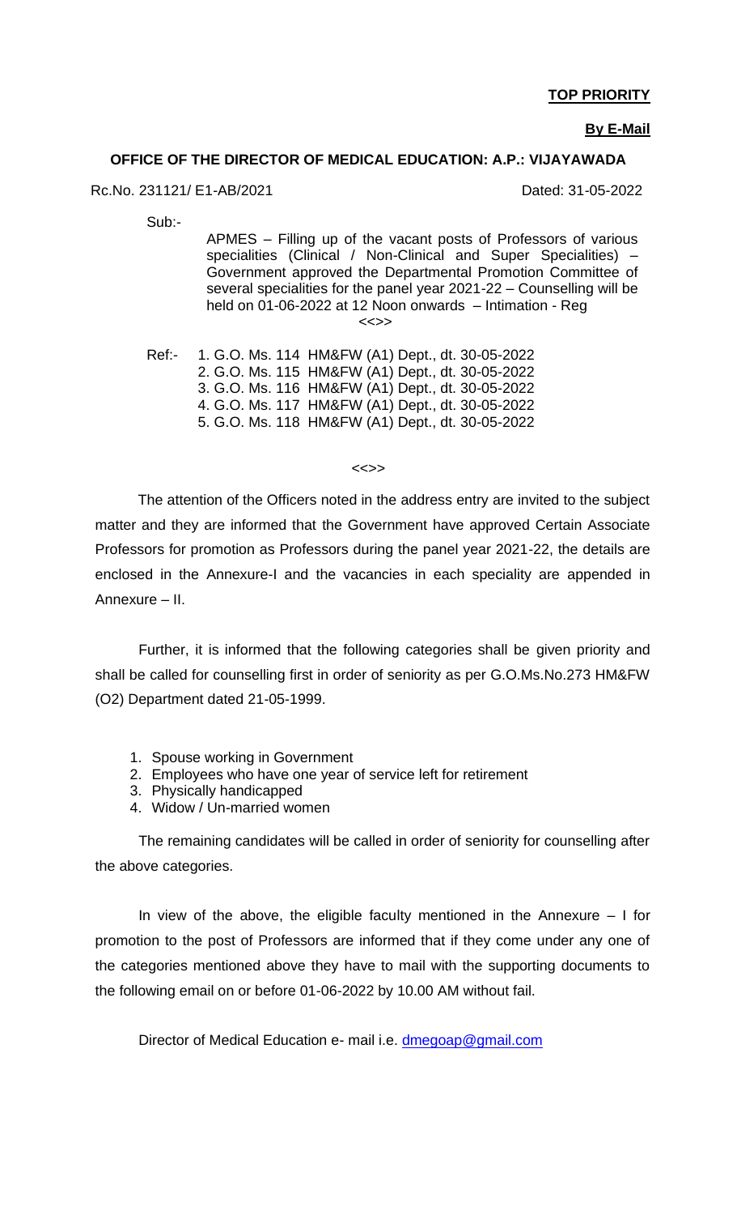**TOP PRIORITY**

**By E-Mail**

**OFFICE OF THE DIRECTOR OF MEDICAL EDUCATION: A.P.: VIJAYAWADA**

Rc.No. 231121/ E1-AB/2021 Dated: 31-05-2022

Sub:- APMES – Filling up of the vacant posts of Professors of various specialities (Clinical / Non-Clinical and Super Specialities) – Government approved the Departmental Promotion Committee of several specialities for the panel year 2021-22 – Counselling will be held on 01-06-2022 at 12 Noon onwards – Intimation - Reg

<<>>

Ref:- 1. G.O. Ms. 114 HM&FW (A1) Dept., dt. 30-05-2022
2. G.O. Ms. 115 HM&FW (A1) Dept., dt. 30-05-2022
3. G.O. Ms. 116 HM&FW (A1) Dept., dt. 30-05-2022
4. G.O. Ms. 117 HM&FW (A1) Dept., dt. 30-05-2022
5. G.O. Ms. 118 HM&FW (A1) Dept., dt. 30-05-2022

<<>>

The attention of the Officers noted in the address entry are invited to the subject matter and they are informed that the Government have approved Certain Associate Professors for promotion as Professors during the panel year 2021-22, the details are enclosed in the Annexure-I and the vacancies in each speciality are appended in Annexure – II.

Further, it is informed that the following categories shall be given priority and shall be called for counselling first in order of seniority as per G.O.Ms.No.273 HM&FW (O2) Department dated 21-05-1999.

1. Spouse working in Government
2. Employees who have one year of service left for retirement
3. Physically handicapped
4. Widow / Un-married women

The remaining candidates will be called in order of seniority for counselling after the above categories.

In view of the above, the eligible faculty mentioned in the Annexure – I for promotion to the post of Professors are informed that if they come under any one of the categories mentioned above they have to mail with the supporting documents to the following email on or before 01-06-2022 by 10.00 AM without fail.

Director of Medical Education e- mail i.e. dmegoap@gmail.com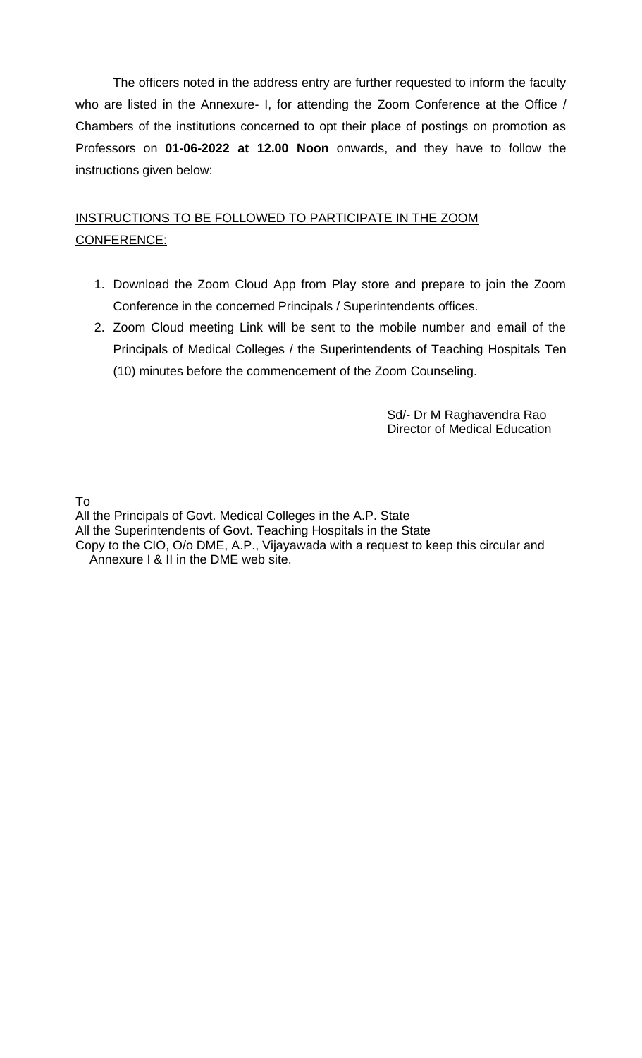The officers noted in the address entry are further requested to inform the faculty who are listed in the Annexure- I, for attending the Zoom Conference at the Office / Chambers of the institutions concerned to opt their place of postings on promotion as Professors on **01-06-2022 at 12.00 Noon** onwards, and they have to follow the instructions given below:

<u>INSTRUCTIONS TO BE FOLLOWED TO PARTICIPATE IN THE ZOOM CONFERENCE:</u>

1. Download the Zoom Cloud App from Play store and prepare to join the Zoom Conference in the concerned Principals / Superintendents offices.
2. Zoom Cloud meeting Link will be sent to the mobile number and email of the Principals of Medical Colleges / the Superintendents of Teaching Hospitals Ten (10) minutes before the commencement of the Zoom Counseling.

Sd/- Dr M Raghavendra Rao
Director of Medical Education

To
All the Principals of Govt. Medical Colleges in the A.P. State
All the Superintendents of Govt. Teaching Hospitals in the State
Copy to the CIO, O/o DME, A.P., Vijayawada with a request to keep this circular and Annexure I & II in the DME web site.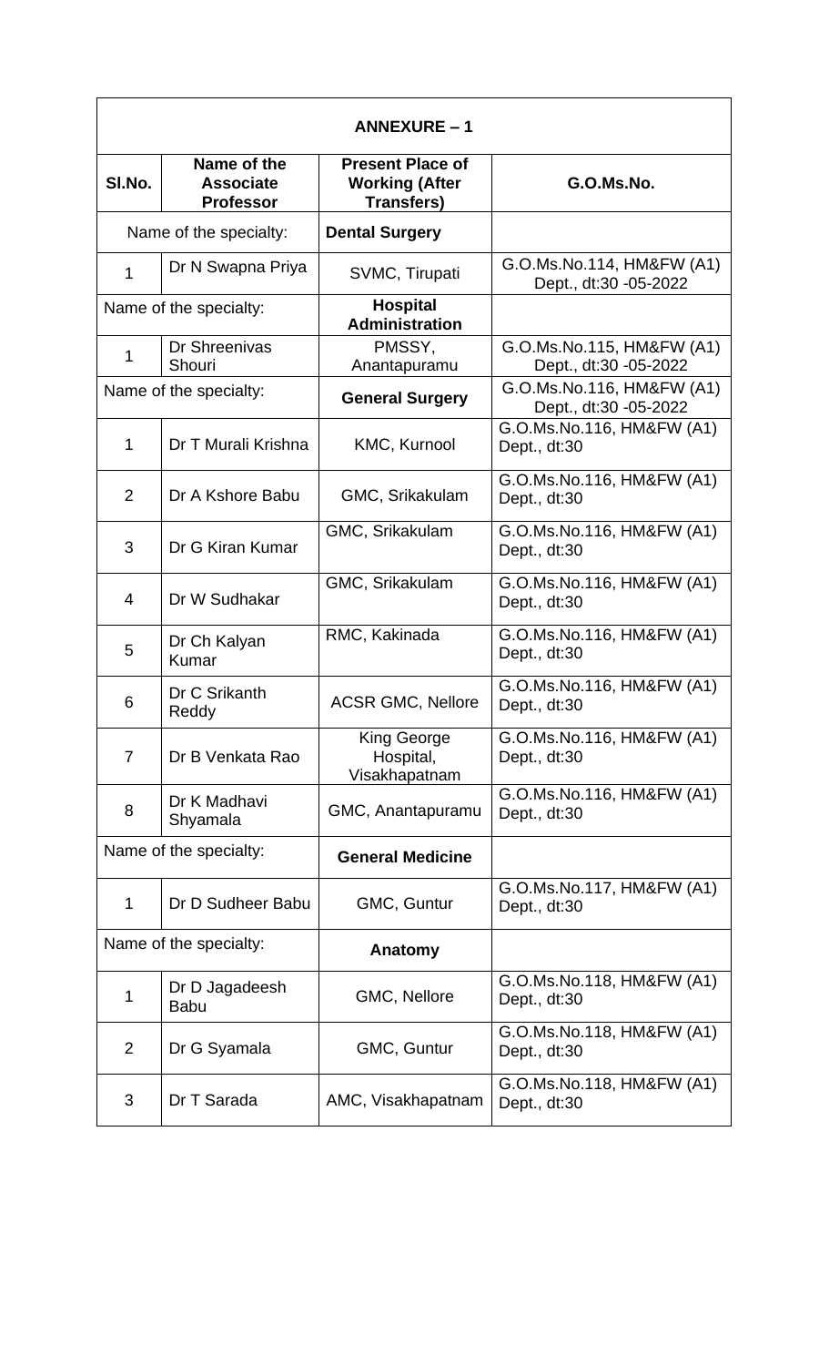| ANNEXURE – 1 | | | |
|---|---|---|---|
| **Sl.No.** | **Name of the Associate Professor** | **Present Place of Working (After Transfers)** | **G.O.Ms.No.** |
| Name of the specialty: | | **Dental Surgery** | |
| 1 | Dr N Swapna Priya | SVMC, Tirupati | G.O.Ms.No.114, HM&FW (A1) Dept., dt:30 -05-2022 |
| Name of the specialty: | | **Hospital Administration** | |
| 1 | Dr Shreenivas Shouri | PMSSY, Anantapuramu | G.O.Ms.No.115, HM&FW (A1) Dept., dt:30 -05-2022 |
| Name of the specialty: | | **General Surgery** | G.O.Ms.No.116, HM&FW (A1) Dept., dt:30 -05-2022 |
| 1 | Dr T Murali Krishna | KMC, Kurnool | G.O.Ms.No.116, HM&FW (A1) Dept., dt:30 |
| 2 | Dr A Kshore Babu | GMC, Srikakulam | G.O.Ms.No.116, HM&FW (A1) Dept., dt:30 |
| 3 | Dr G Kiran Kumar | GMC, Srikakulam | G.O.Ms.No.116, HM&FW (A1) Dept., dt:30 |
| 4 | Dr W Sudhakar | GMC, Srikakulam | G.O.Ms.No.116, HM&FW (A1) Dept., dt:30 |
| 5 | Dr Ch Kalyan Kumar | RMC, Kakinada | G.O.Ms.No.116, HM&FW (A1) Dept., dt:30 |
| 6 | Dr C Srikanth Reddy | ACSR GMC, Nellore | G.O.Ms.No.116, HM&FW (A1) Dept., dt:30 |
| 7 | Dr B Venkata Rao | King George Hospital, Visakhapatnam | G.O.Ms.No.116, HM&FW (A1) Dept., dt:30 |
| 8 | Dr K Madhavi Shyamala | GMC, Anantapuramu | G.O.Ms.No.116, HM&FW (A1) Dept., dt:30 |
| Name of the specialty: | | **General Medicine** | |
| 1 | Dr D Sudheer Babu | GMC, Guntur | G.O.Ms.No.117, HM&FW (A1) Dept., dt:30 |
| Name of the specialty: | | **Anatomy** | |
| 1 | Dr D Jagadeesh Babu | GMC, Nellore | G.O.Ms.No.118, HM&FW (A1) Dept., dt:30 |
| 2 | Dr G Syamala | GMC, Guntur | G.O.Ms.No.118, HM&FW (A1) Dept., dt:30 |
| 3 | Dr T Sarada | AMC, Visakhapatnam | G.O.Ms.No.118, HM&FW (A1) Dept., dt:30 |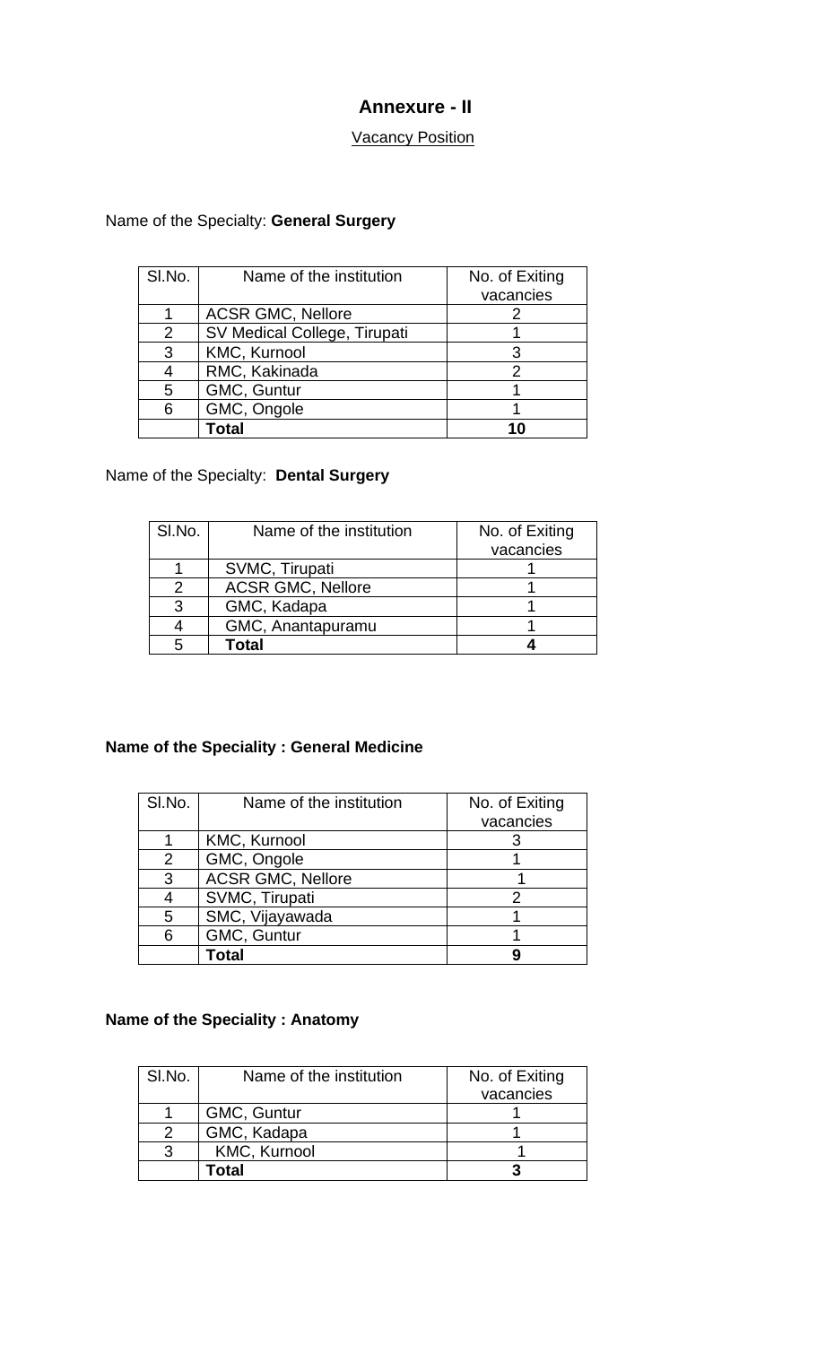# Annexure - II

<u>Vacancy Position</u>

Name of the Specialty: **General Surgery**

| Sl.No. | Name of the institution | No. of Exiting vacancies |
|---|---|---|
| 1 | ACSR GMC, Nellore | 2 |
| 2 | SV Medical College, Tirupati | 1 |
| 3 | KMC, Kurnool | 3 |
| 4 | RMC, Kakinada | 2 |
| 5 | GMC, Guntur | 1 |
| 6 | GMC, Ongole | 1 |
| | **Total** | **10** |

Name of the Specialty: **Dental Surgery**

| Sl.No. | Name of the institution | No. of Exiting vacancies |
|---|---|---|
| 1 | SVMC, Tirupati | 1 |
| 2 | ACSR GMC, Nellore | 1 |
| 3 | GMC, Kadapa | 1 |
| 4 | GMC, Anantapuramu | 1 |
| 5 | **Total** | **4** |

**Name of the Speciality : General Medicine**

| Sl.No. | Name of the institution | No. of Exiting vacancies |
|---|---|---|
| 1 | KMC, Kurnool | 3 |
| 2 | GMC, Ongole | 1 |
| 3 | ACSR GMC, Nellore | 1 |
| 4 | SVMC, Tirupati | 2 |
| 5 | SMC, Vijayawada | 1 |
| 6 | GMC, Guntur | 1 |
| | **Total** | **9** |

**Name of the Speciality : Anatomy**

| Sl.No. | Name of the institution | No. of Exiting vacancies |
|---|---|---|
| 1 | GMC, Guntur | 1 |
| 2 | GMC, Kadapa | 1 |
| 3 | KMC, Kurnool | 1 |
| | **Total** | **3** |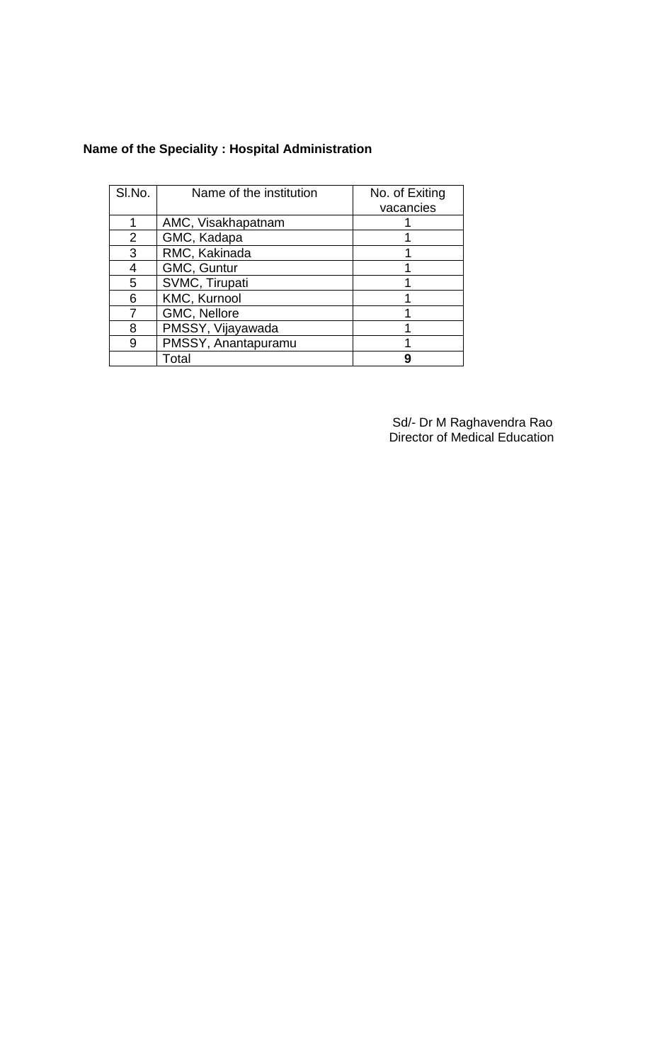**Name of the Speciality : Hospital Administration**

| Sl.No. | Name of the institution | No. of Exiting vacancies |
|---|---|---|
| 1 | AMC, Visakhapatnam | 1 |
| 2 | GMC, Kadapa | 1 |
| 3 | RMC, Kakinada | 1 |
| 4 | GMC, Guntur | 1 |
| 5 | SVMC, Tirupati | 1 |
| 6 | KMC, Kurnool | 1 |
| 7 | GMC, Nellore | 1 |
| 8 | PMSSY, Vijayawada | 1 |
| 9 | PMSSY, Anantapuramu | 1 |
| | Total | **9** |

Sd/- Dr M Raghavendra Rao
Director of Medical Education